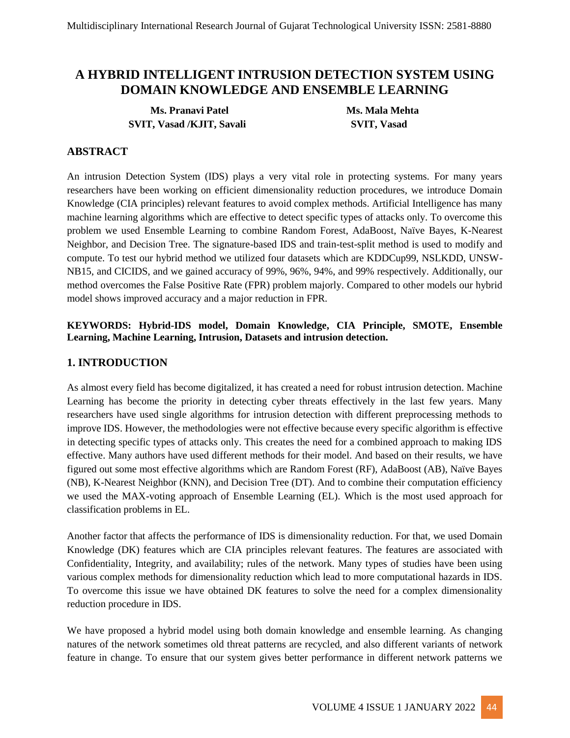# A HYBRID INTELLIGENT INTRUSION DETECTION SYSTEM USING DOMAIN KNOWLEDGE AND ENSEMBLE LEARNING

**Ms. Pranavi Patel**
**SVIT, Vasad /KJIT, Savali**

**Ms. Mala Mehta**
**SVIT, Vasad**

## ABSTRACT

An intrusion Detection System (IDS) plays a very vital role in protecting systems. For many years researchers have been working on efficient dimensionality reduction procedures, we introduce Domain Knowledge (CIA principles) relevant features to avoid complex methods. Artificial Intelligence has many machine learning algorithms which are effective to detect specific types of attacks only. To overcome this problem we used Ensemble Learning to combine Random Forest, AdaBoost, Naïve Bayes, K-Nearest Neighbor, and Decision Tree. The signature-based IDS and train-test-split method is used to modify and compute. To test our hybrid method we utilized four datasets which are KDDCup99, NSLKDD, UNSW-NB15, and CICIDS, and we gained accuracy of 99%, 96%, 94%, and 99% respectively. Additionally, our method overcomes the False Positive Rate (FPR) problem majorly. Compared to other models our hybrid model shows improved accuracy and a major reduction in FPR.

**KEYWORDS: Hybrid-IDS model, Domain Knowledge, CIA Principle, SMOTE, Ensemble Learning, Machine Learning, Intrusion, Datasets and intrusion detection.**

## 1. INTRODUCTION

As almost every field has become digitalized, it has created a need for robust intrusion detection. Machine Learning has become the priority in detecting cyber threats effectively in the last few years. Many researchers have used single algorithms for intrusion detection with different preprocessing methods to improve IDS. However, the methodologies were not effective because every specific algorithm is effective in detecting specific types of attacks only. This creates the need for a combined approach to making IDS effective. Many authors have used different methods for their model. And based on their results, we have figured out some most effective algorithms which are Random Forest (RF), AdaBoost (AB), Naïve Bayes (NB), K-Nearest Neighbor (KNN), and Decision Tree (DT). And to combine their computation efficiency we used the MAX-voting approach of Ensemble Learning (EL). Which is the most used approach for classification problems in EL.

Another factor that affects the performance of IDS is dimensionality reduction. For that, we used Domain Knowledge (DK) features which are CIA principles relevant features. The features are associated with Confidentiality, Integrity, and availability; rules of the network. Many types of studies have been using various complex methods for dimensionality reduction which lead to more computational hazards in IDS. To overcome this issue we have obtained DK features to solve the need for a complex dimensionality reduction procedure in IDS.

We have proposed a hybrid model using both domain knowledge and ensemble learning. As changing natures of the network sometimes old threat patterns are recycled, and also different variants of network feature in change. To ensure that our system gives better performance in different network patterns we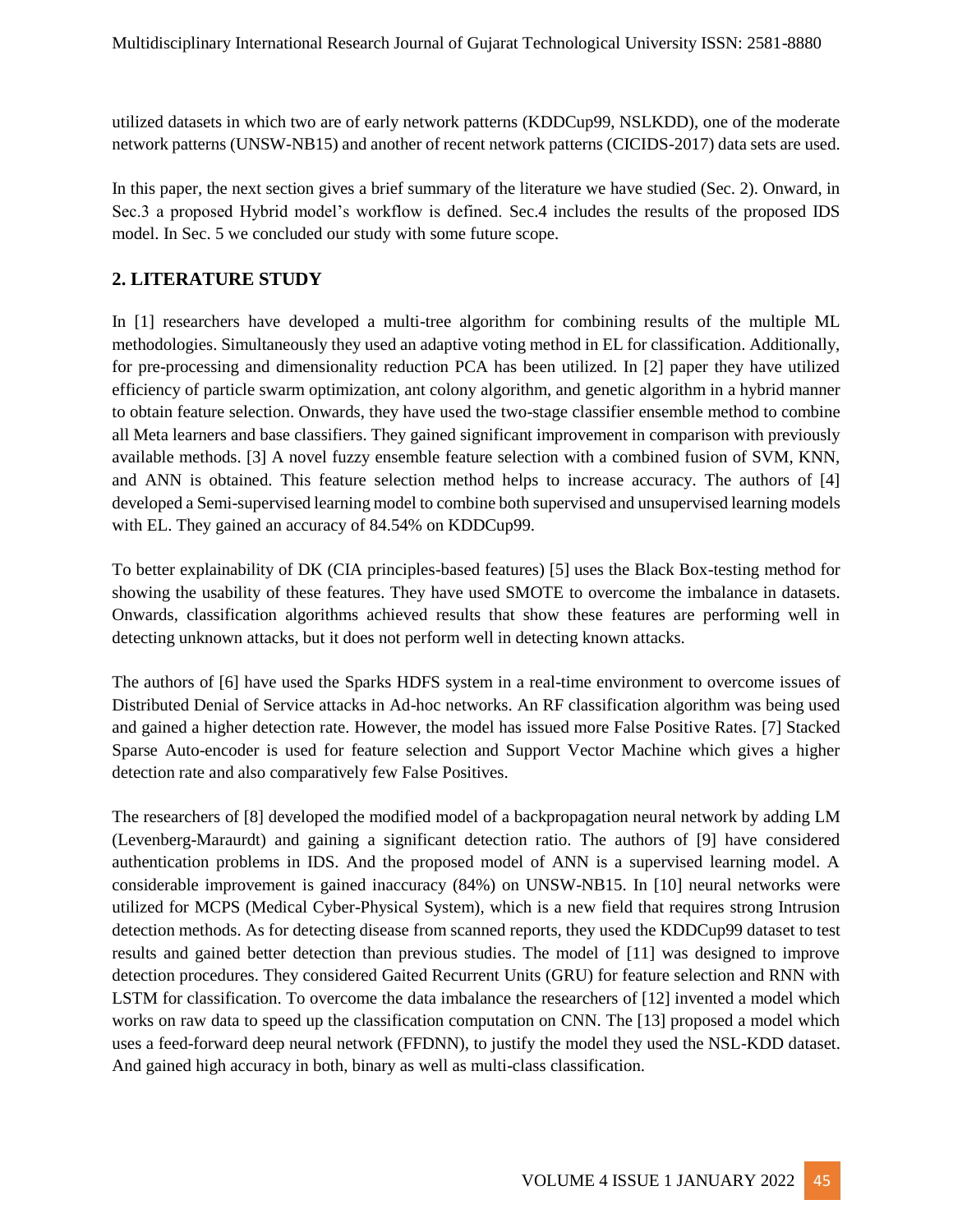utilized datasets in which two are of early network patterns (KDDCup99, NSLKDD), one of the moderate network patterns (UNSW-NB15) and another of recent network patterns (CICIDS-2017) data sets are used.

In this paper, the next section gives a brief summary of the literature we have studied (Sec. 2). Onward, in Sec.3 a proposed Hybrid model's workflow is defined. Sec.4 includes the results of the proposed IDS model. In Sec. 5 we concluded our study with some future scope.

## 2. LITERATURE STUDY

In [1] researchers have developed a multi-tree algorithm for combining results of the multiple ML methodologies. Simultaneously they used an adaptive voting method in EL for classification. Additionally, for pre-processing and dimensionality reduction PCA has been utilized. In [2] paper they have utilized efficiency of particle swarm optimization, ant colony algorithm, and genetic algorithm in a hybrid manner to obtain feature selection. Onwards, they have used the two-stage classifier ensemble method to combine all Meta learners and base classifiers. They gained significant improvement in comparison with previously available methods. [3] A novel fuzzy ensemble feature selection with a combined fusion of SVM, KNN, and ANN is obtained. This feature selection method helps to increase accuracy. The authors of [4] developed a Semi-supervised learning model to combine both supervised and unsupervised learning models with EL. They gained an accuracy of 84.54% on KDDCup99.

To better explainability of DK (CIA principles-based features) [5] uses the Black Box-testing method for showing the usability of these features. They have used SMOTE to overcome the imbalance in datasets. Onwards, classification algorithms achieved results that show these features are performing well in detecting unknown attacks, but it does not perform well in detecting known attacks.

The authors of [6] have used the Sparks HDFS system in a real-time environment to overcome issues of Distributed Denial of Service attacks in Ad-hoc networks. An RF classification algorithm was being used and gained a higher detection rate. However, the model has issued more False Positive Rates. [7] Stacked Sparse Auto-encoder is used for feature selection and Support Vector Machine which gives a higher detection rate and also comparatively few False Positives.

The researchers of [8] developed the modified model of a backpropagation neural network by adding LM (Levenberg-Maraurdt) and gaining a significant detection ratio. The authors of [9] have considered authentication problems in IDS. And the proposed model of ANN is a supervised learning model. A considerable improvement is gained inaccuracy (84%) on UNSW-NB15. In [10] neural networks were utilized for MCPS (Medical Cyber-Physical System), which is a new field that requires strong Intrusion detection methods. As for detecting disease from scanned reports, they used the KDDCup99 dataset to test results and gained better detection than previous studies. The model of [11] was designed to improve detection procedures. They considered Gaited Recurrent Units (GRU) for feature selection and RNN with LSTM for classification. To overcome the data imbalance the researchers of [12] invented a model which works on raw data to speed up the classification computation on CNN. The [13] proposed a model which uses a feed-forward deep neural network (FFDNN), to justify the model they used the NSL-KDD dataset. And gained high accuracy in both, binary as well as multi-class classification.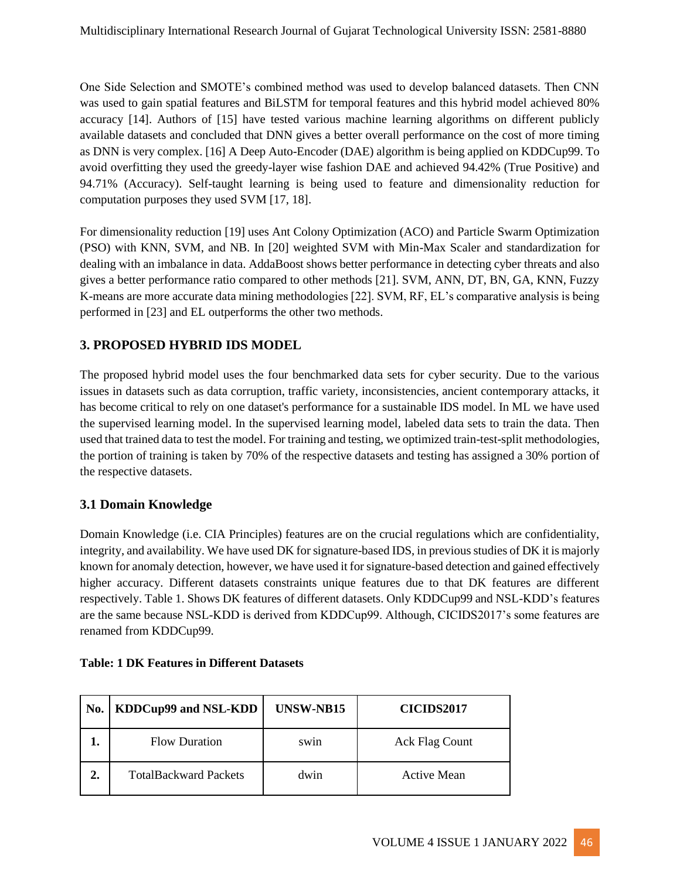One Side Selection and SMOTE's combined method was used to develop balanced datasets. Then CNN was used to gain spatial features and BiLSTM for temporal features and this hybrid model achieved 80% accuracy [14]. Authors of [15] have tested various machine learning algorithms on different publicly available datasets and concluded that DNN gives a better overall performance on the cost of more timing as DNN is very complex. [16] A Deep Auto-Encoder (DAE) algorithm is being applied on KDDCup99. To avoid overfitting they used the greedy-layer wise fashion DAE and achieved 94.42% (True Positive) and 94.71% (Accuracy). Self-taught learning is being used to feature and dimensionality reduction for computation purposes they used SVM [17, 18].

For dimensionality reduction [19] uses Ant Colony Optimization (ACO) and Particle Swarm Optimization (PSO) with KNN, SVM, and NB. In [20] weighted SVM with Min-Max Scaler and standardization for dealing with an imbalance in data. AddaBoost shows better performance in detecting cyber threats and also gives a better performance ratio compared to other methods [21]. SVM, ANN, DT, BN, GA, KNN, Fuzzy K-means are more accurate data mining methodologies [22]. SVM, RF, EL's comparative analysis is being performed in [23] and EL outperforms the other two methods.

## 3. PROPOSED HYBRID IDS MODEL

The proposed hybrid model uses the four benchmarked data sets for cyber security. Due to the various issues in datasets such as data corruption, traffic variety, inconsistencies, ancient contemporary attacks, it has become critical to rely on one dataset's performance for a sustainable IDS model. In ML we have used the supervised learning model. In the supervised learning model, labeled data sets to train the data. Then used that trained data to test the model. For training and testing, we optimized train-test-split methodologies, the portion of training is taken by 70% of the respective datasets and testing has assigned a 30% portion of the respective datasets.

### 3.1 Domain Knowledge

Domain Knowledge (i.e. CIA Principles) features are on the crucial regulations which are confidentiality, integrity, and availability. We have used DK for signature-based IDS, in previous studies of DK it is majorly known for anomaly detection, however, we have used it for signature-based detection and gained effectively higher accuracy. Different datasets constraints unique features due to that DK features are different respectively. Table 1. Shows DK features of different datasets. Only KDDCup99 and NSL-KDD's features are the same because NSL-KDD is derived from KDDCup99. Although, CICIDS2017's some features are renamed from KDDCup99.

**Table: 1 DK Features in Different Datasets**

| No. | KDDCup99 and NSL-KDD | UNSW-NB15 | CICIDS2017 |
|---|---|---|---|
| 1. | Flow Duration | swin | Ack Flag Count |
| 2. | TotalBackward Packets | dwin | Active Mean |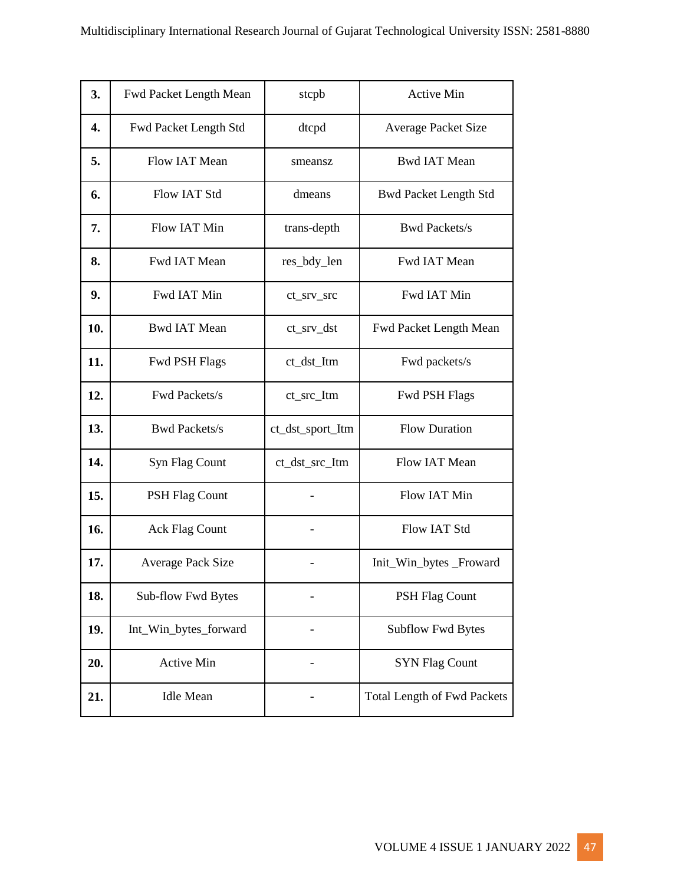| 3. | Fwd Packet Length Mean | stcpb | Active Min |
|---|---|---|---|
| 4. | Fwd Packet Length Std | dtcpd | Average Packet Size |
| 5. | Flow IAT Mean | smeansz | Bwd IAT Mean |
| 6. | Flow IAT Std | dmeans | Bwd Packet Length Std |
| 7. | Flow IAT Min | trans-depth | Bwd Packets/s |
| 8. | Fwd IAT Mean | res_bdy_len | Fwd IAT Mean |
| 9. | Fwd IAT Min | ct_srv_src | Fwd IAT Min |
| 10. | Bwd IAT Mean | ct_srv_dst | Fwd Packet Length Mean |
| 11. | Fwd PSH Flags | ct_dst_Itm | Fwd packets/s |
| 12. | Fwd Packets/s | ct_src_Itm | Fwd PSH Flags |
| 13. | Bwd Packets/s | ct_dst_sport_Itm | Flow Duration |
| 14. | Syn Flag Count | ct_dst_src_Itm | Flow IAT Mean |
| 15. | PSH Flag Count | - | Flow IAT Min |
| 16. | Ack Flag Count | - | Flow IAT Std |
| 17. | Average Pack Size | - | Init_Win_bytes _Froward |
| 18. | Sub-flow Fwd Bytes | - | PSH Flag Count |
| 19. | Int_Win_bytes_forward | - | Subflow Fwd Bytes |
| 20. | Active Min | - | SYN Flag Count |
| 21. | Idle Mean | - | Total Length of Fwd Packets |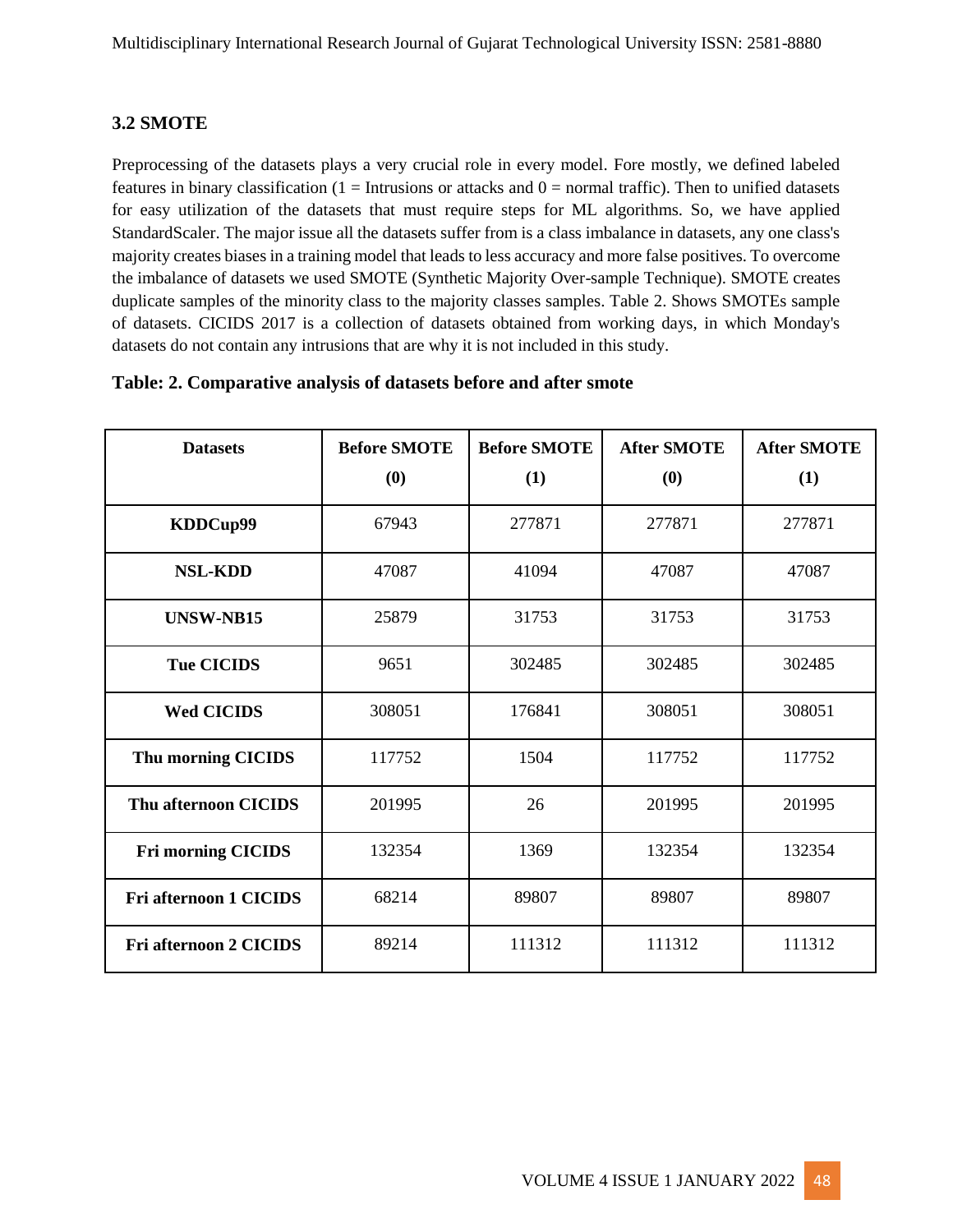### 3.2 SMOTE

Preprocessing of the datasets plays a very crucial role in every model. Fore mostly, we defined labeled features in binary classification (1 = Intrusions or attacks and 0 = normal traffic). Then to unified datasets for easy utilization of the datasets that must require steps for ML algorithms. So, we have applied StandardScaler. The major issue all the datasets suffer from is a class imbalance in datasets, any one class's majority creates biases in a training model that leads to less accuracy and more false positives. To overcome the imbalance of datasets we used SMOTE (Synthetic Majority Over-sample Technique). SMOTE creates duplicate samples of the minority class to the majority classes samples. Table 2. Shows SMOTEs sample of datasets. CICIDS 2017 is a collection of datasets obtained from working days, in which Monday's datasets do not contain any intrusions that are why it is not included in this study.

**Table: 2. Comparative analysis of datasets before and after smote**

| Datasets | Before SMOTE (0) | Before SMOTE (1) | After SMOTE (0) | After SMOTE (1) |
|---|---|---|---|---|
| **KDDCup99** | 67943 | 277871 | 277871 | 277871 |
| **NSL-KDD** | 47087 | 41094 | 47087 | 47087 |
| **UNSW-NB15** | 25879 | 31753 | 31753 | 31753 |
| **Tue CICIDS** | 9651 | 302485 | 302485 | 302485 |
| **Wed CICIDS** | 308051 | 176841 | 308051 | 308051 |
| **Thu morning CICIDS** | 117752 | 1504 | 117752 | 117752 |
| **Thu afternoon CICIDS** | 201995 | 26 | 201995 | 201995 |
| **Fri morning CICIDS** | 132354 | 1369 | 132354 | 132354 |
| **Fri afternoon 1 CICIDS** | 68214 | 89807 | 89807 | 89807 |
| **Fri afternoon 2 CICIDS** | 89214 | 111312 | 111312 | 111312 |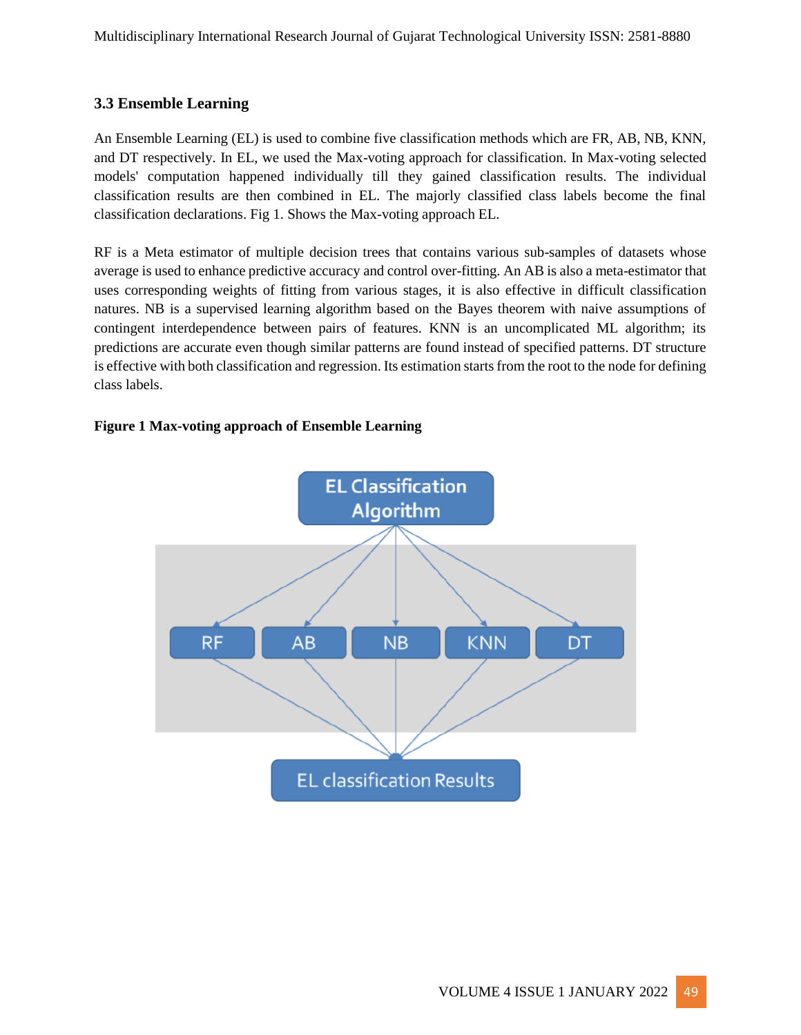### 3.3 Ensemble Learning

An Ensemble Learning (EL) is used to combine five classification methods which are FR, AB, NB, KNN, and DT respectively. In EL, we used the Max-voting approach for classification. In Max-voting selected models' computation happened individually till they gained classification results. The individual classification results are then combined in EL. The majorly classified class labels become the final classification declarations. Fig 1. Shows the Max-voting approach EL.

RF is a Meta estimator of multiple decision trees that contains various sub-samples of datasets whose average is used to enhance predictive accuracy and control over-fitting. An AB is also a meta-estimator that uses corresponding weights of fitting from various stages, it is also effective in difficult classification natures. NB is a supervised learning algorithm based on the Bayes theorem with naive assumptions of contingent interdependence between pairs of features. KNN is an uncomplicated ML algorithm; its predictions are accurate even though similar patterns are found instead of specified patterns. DT structure is effective with both classification and regression. Its estimation starts from the root to the node for defining class labels.

**Figure 1 Max-voting approach of Ensemble Learning**

EL Classification Algorithm

RF | AB | NB | KNN | DT

EL classification Results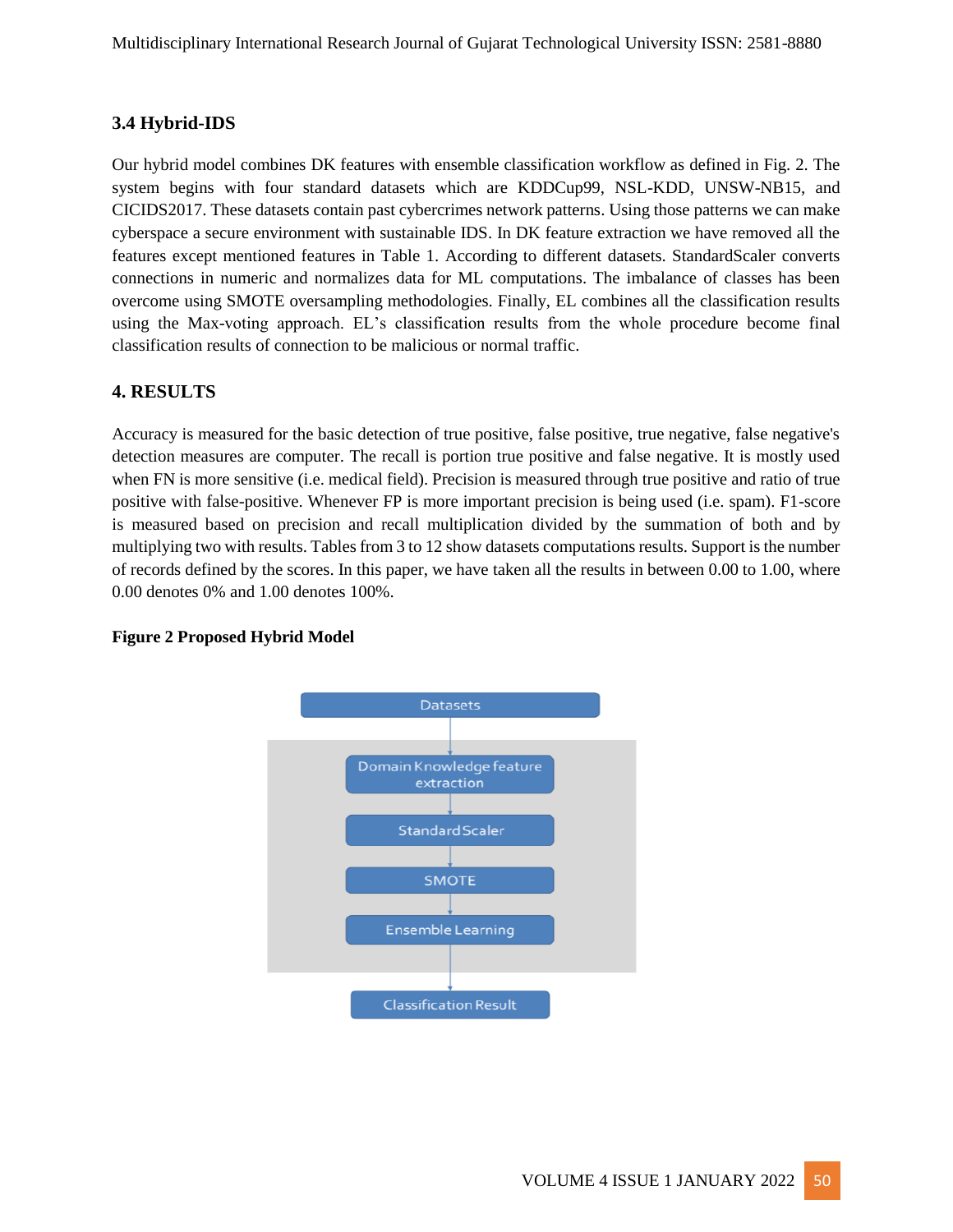### 3.4 Hybrid-IDS

Our hybrid model combines DK features with ensemble classification workflow as defined in Fig. 2. The system begins with four standard datasets which are KDDCup99, NSL-KDD, UNSW-NB15, and CICIDS2017. These datasets contain past cybercrimes network patterns. Using those patterns we can make cyberspace a secure environment with sustainable IDS. In DK feature extraction we have removed all the features except mentioned features in Table 1. According to different datasets. StandardScaler converts connections in numeric and normalizes data for ML computations. The imbalance of classes has been overcome using SMOTE oversampling methodologies. Finally, EL combines all the classification results using the Max-voting approach. EL's classification results from the whole procedure become final classification results of connection to be malicious or normal traffic.

## 4. RESULTS

Accuracy is measured for the basic detection of true positive, false positive, true negative, false negative's detection measures are computer. The recall is portion true positive and false negative. It is mostly used when FN is more sensitive (i.e. medical field). Precision is measured through true positive and ratio of true positive with false-positive. Whenever FP is more important precision is being used (i.e. spam). F1-score is measured based on precision and recall multiplication divided by the summation of both and by multiplying two with results. Tables from 3 to 12 show datasets computations results. Support is the number of records defined by the scores. In this paper, we have taken all the results in between 0.00 to 1.00, where 0.00 denotes 0% and 1.00 denotes 100%.

**Figure 2 Proposed Hybrid Model**

Datasets → Domain Knowledge feature extraction → StandardScaler → SMOTE → Ensemble Learning → Classification Result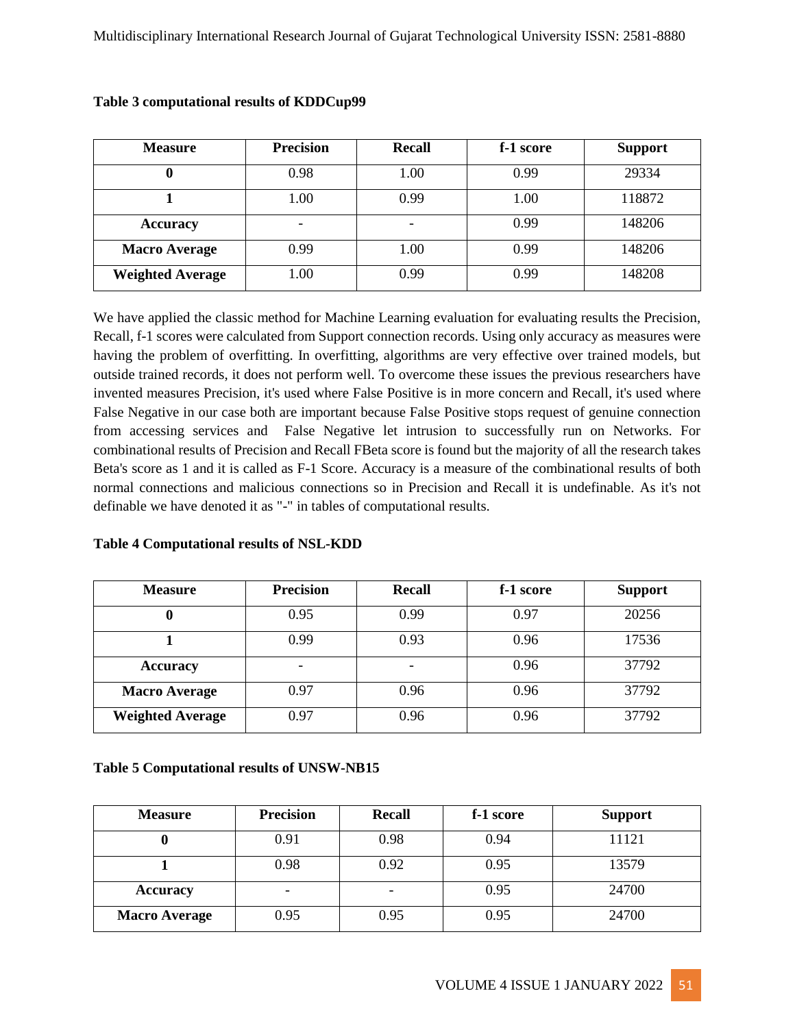**Table 3 computational results of KDDCup99**

| Measure | Precision | Recall | f-1 score | Support |
|---|---|---|---|---|
| **0** | 0.98 | 1.00 | 0.99 | 29334 |
| **1** | 1.00 | 0.99 | 1.00 | 118872 |
| **Accuracy** | - | - | 0.99 | 148206 |
| **Macro Average** | 0.99 | 1.00 | 0.99 | 148206 |
| **Weighted Average** | 1.00 | 0.99 | 0.99 | 148208 |

We have applied the classic method for Machine Learning evaluation for evaluating results the Precision, Recall, f-1 scores were calculated from Support connection records. Using only accuracy as measures were having the problem of overfitting. In overfitting, algorithms are very effective over trained models, but outside trained records, it does not perform well. To overcome these issues the previous researchers have invented measures Precision, it's used where False Positive is in more concern and Recall, it's used where False Negative in our case both are important because False Positive stops request of genuine connection from accessing services and False Negative let intrusion to successfully run on Networks. For combinational results of Precision and Recall FBeta score is found but the majority of all the research takes Beta's score as 1 and it is called as F-1 Score. Accuracy is a measure of the combinational results of both normal connections and malicious connections so in Precision and Recall it is undefinable. As it's not definable we have denoted it as "-" in tables of computational results.

**Table 4 Computational results of NSL-KDD**

| Measure | Precision | Recall | f-1 score | Support |
|---|---|---|---|---|
| **0** | 0.95 | 0.99 | 0.97 | 20256 |
| **1** | 0.99 | 0.93 | 0.96 | 17536 |
| **Accuracy** | - | - | 0.96 | 37792 |
| **Macro Average** | 0.97 | 0.96 | 0.96 | 37792 |
| **Weighted Average** | 0.97 | 0.96 | 0.96 | 37792 |

**Table 5 Computational results of UNSW-NB15**

| Measure | Precision | Recall | f-1 score | Support |
|---|---|---|---|---|
| **0** | 0.91 | 0.98 | 0.94 | 11121 |
| **1** | 0.98 | 0.92 | 0.95 | 13579 |
| **Accuracy** | - | - | 0.95 | 24700 |
| **Macro Average** | 0.95 | 0.95 | 0.95 | 24700 |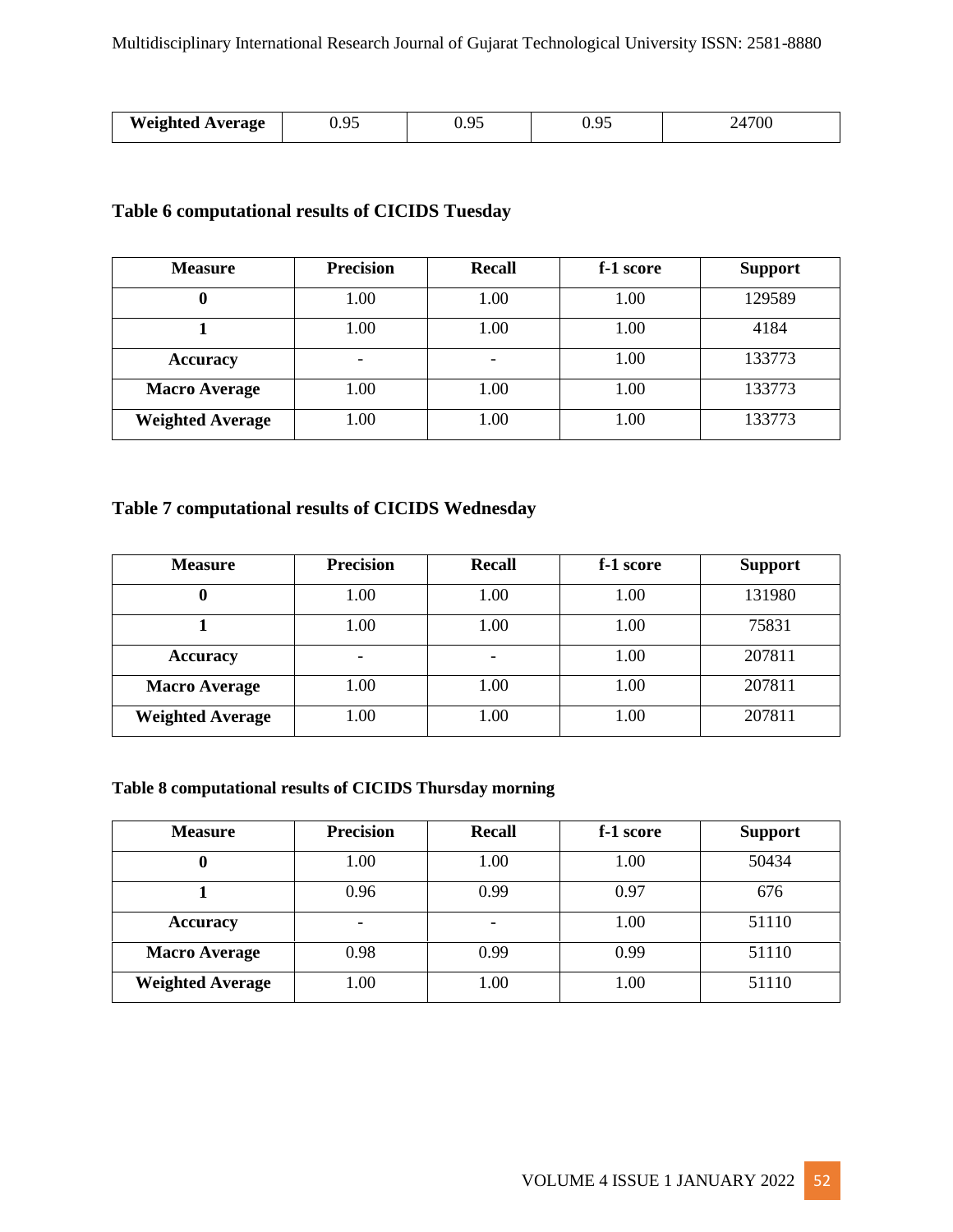| Weighted Average | 0.95 | 0.95 | 0.95 | 24700 |
|---|---|---|---|---|

**Table 6 computational results of CICIDS Tuesday**

| Measure | Precision | Recall | f-1 score | Support |
|---|---|---|---|---|
| **0** | 1.00 | 1.00 | 1.00 | 129589 |
| **1** | 1.00 | 1.00 | 1.00 | 4184 |
| **Accuracy** | - | - | 1.00 | 133773 |
| **Macro Average** | 1.00 | 1.00 | 1.00 | 133773 |
| **Weighted Average** | 1.00 | 1.00 | 1.00 | 133773 |

**Table 7 computational results of CICIDS Wednesday**

| Measure | Precision | Recall | f-1 score | Support |
|---|---|---|---|---|
| **0** | 1.00 | 1.00 | 1.00 | 131980 |
| **1** | 1.00 | 1.00 | 1.00 | 75831 |
| **Accuracy** | - | - | 1.00 | 207811 |
| **Macro Average** | 1.00 | 1.00 | 1.00 | 207811 |
| **Weighted Average** | 1.00 | 1.00 | 1.00 | 207811 |

**Table 8 computational results of CICIDS Thursday morning**

| Measure | Precision | Recall | f-1 score | Support |
|---|---|---|---|---|
| **0** | 1.00 | 1.00 | 1.00 | 50434 |
| **1** | 0.96 | 0.99 | 0.97 | 676 |
| **Accuracy** | - | - | 1.00 | 51110 |
| **Macro Average** | 0.98 | 0.99 | 0.99 | 51110 |
| **Weighted Average** | 1.00 | 1.00 | 1.00 | 51110 |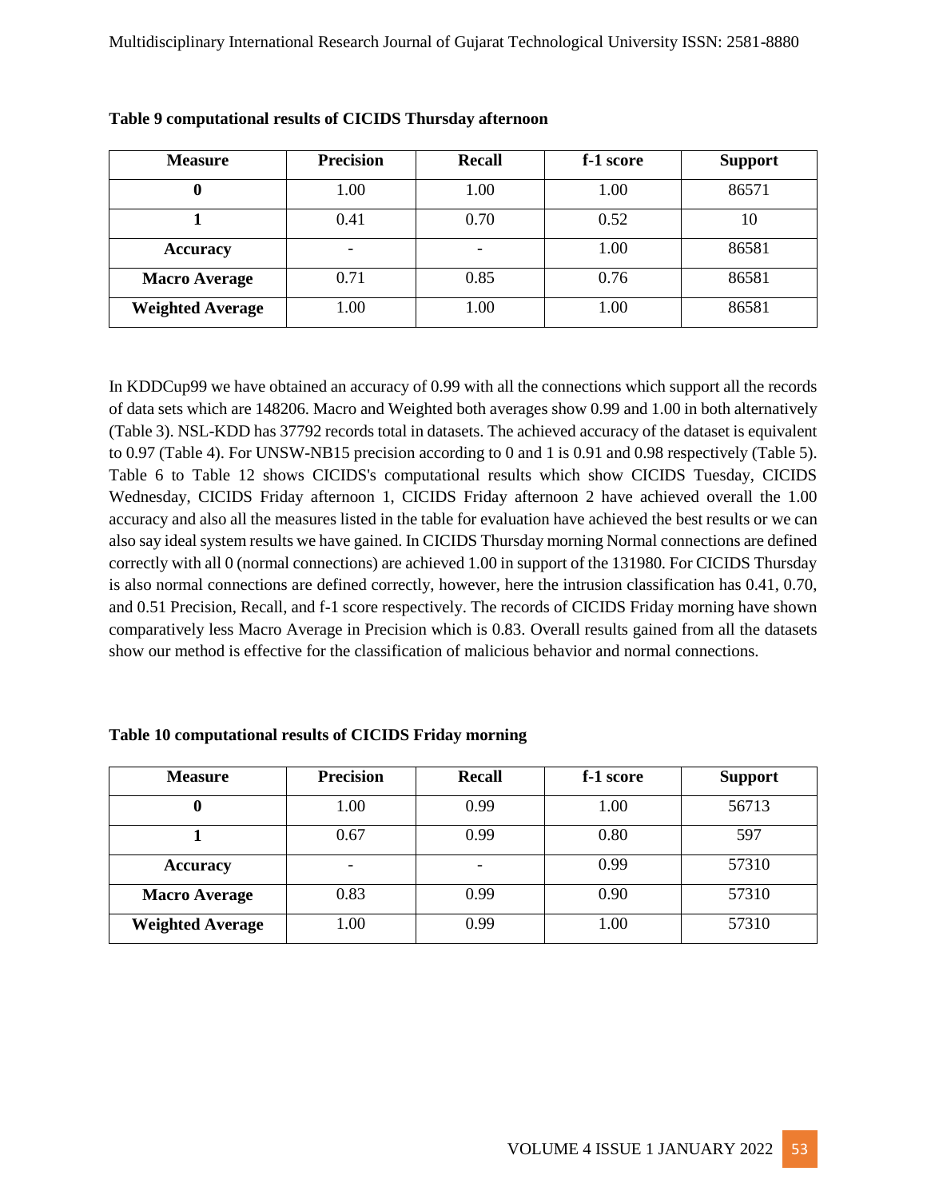**Table 9 computational results of CICIDS Thursday afternoon**

| Measure | Precision | Recall | f-1 score | Support |
|---|---|---|---|---|
| **0** | 1.00 | 1.00 | 1.00 | 86571 |
| **1** | 0.41 | 0.70 | 0.52 | 10 |
| **Accuracy** | - | - | 1.00 | 86581 |
| **Macro Average** | 0.71 | 0.85 | 0.76 | 86581 |
| **Weighted Average** | 1.00 | 1.00 | 1.00 | 86581 |

In KDDCup99 we have obtained an accuracy of 0.99 with all the connections which support all the records of data sets which are 148206. Macro and Weighted both averages show 0.99 and 1.00 in both alternatively (Table 3). NSL-KDD has 37792 records total in datasets. The achieved accuracy of the dataset is equivalent to 0.97 (Table 4). For UNSW-NB15 precision according to 0 and 1 is 0.91 and 0.98 respectively (Table 5). Table 6 to Table 12 shows CICIDS's computational results which show CICIDS Tuesday, CICIDS Wednesday, CICIDS Friday afternoon 1, CICIDS Friday afternoon 2 have achieved overall the 1.00 accuracy and also all the measures listed in the table for evaluation have achieved the best results or we can also say ideal system results we have gained. In CICIDS Thursday morning Normal connections are defined correctly with all 0 (normal connections) are achieved 1.00 in support of the 131980. For CICIDS Thursday is also normal connections are defined correctly, however, here the intrusion classification has 0.41, 0.70, and 0.51 Precision, Recall, and f-1 score respectively. The records of CICIDS Friday morning have shown comparatively less Macro Average in Precision which is 0.83. Overall results gained from all the datasets show our method is effective for the classification of malicious behavior and normal connections.

**Table 10 computational results of CICIDS Friday morning**

| Measure | Precision | Recall | f-1 score | Support |
|---|---|---|---|---|
| **0** | 1.00 | 0.99 | 1.00 | 56713 |
| **1** | 0.67 | 0.99 | 0.80 | 597 |
| **Accuracy** | - | - | 0.99 | 57310 |
| **Macro Average** | 0.83 | 0.99 | 0.90 | 57310 |
| **Weighted Average** | 1.00 | 0.99 | 1.00 | 57310 |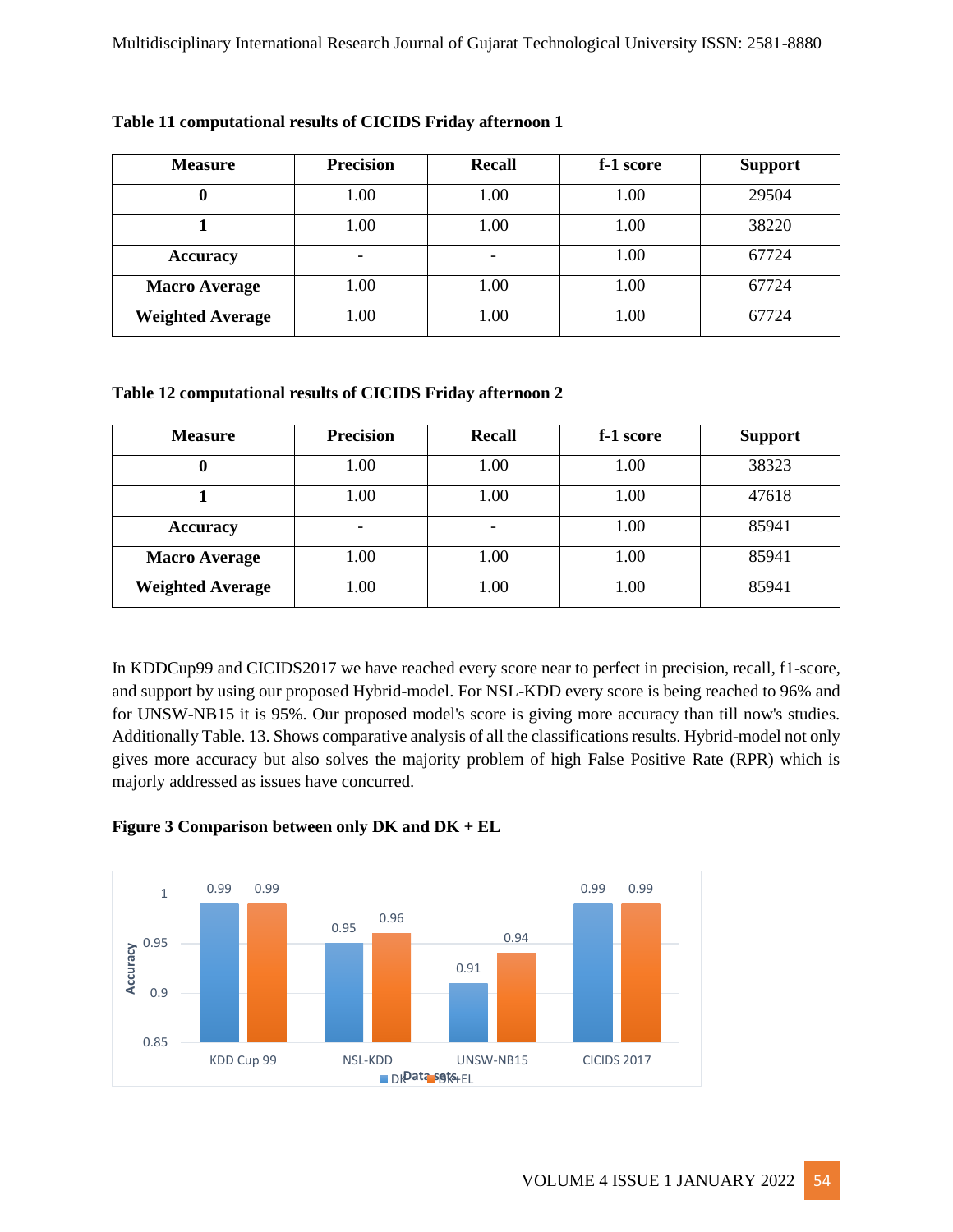**Table 11 computational results of CICIDS Friday afternoon 1**

| Measure | Precision | Recall | f-1 score | Support |
|---|---|---|---|---|
| **0** | 1.00 | 1.00 | 1.00 | 29504 |
| **1** | 1.00 | 1.00 | 1.00 | 38220 |
| **Accuracy** | - | - | 1.00 | 67724 |
| **Macro Average** | 1.00 | 1.00 | 1.00 | 67724 |
| **Weighted Average** | 1.00 | 1.00 | 1.00 | 67724 |

**Table 12 computational results of CICIDS Friday afternoon 2**

| Measure | Precision | Recall | f-1 score | Support |
|---|---|---|---|---|
| **0** | 1.00 | 1.00 | 1.00 | 38323 |
| **1** | 1.00 | 1.00 | 1.00 | 47618 |
| **Accuracy** | - | - | 1.00 | 85941 |
| **Macro Average** | 1.00 | 1.00 | 1.00 | 85941 |
| **Weighted Average** | 1.00 | 1.00 | 1.00 | 85941 |

In KDDCup99 and CICIDS2017 we have reached every score near to perfect in precision, recall, f1-score, and support by using our proposed Hybrid-model. For NSL-KDD every score is being reached to 96% and for UNSW-NB15 it is 95%. Our proposed model's score is giving more accuracy than till now's studies. Additionally Table. 13. Shows comparative analysis of all the classifications results. Hybrid-model not only gives more accuracy but also solves the majority problem of high False Positive Rate (RPR) which is majorly addressed as issues have concurred.

**Figure 3 Comparison between only DK and DK + EL**

| Data sets | DK | DK+EL |
|---|---|---|
| KDD Cup 99 | 0.99 | 0.99 |
| NSL-KDD | 0.95 | 0.96 |
| UNSW-NB15 | 0.91 | 0.94 |
| CICIDS 2017 | 0.99 | 0.99 |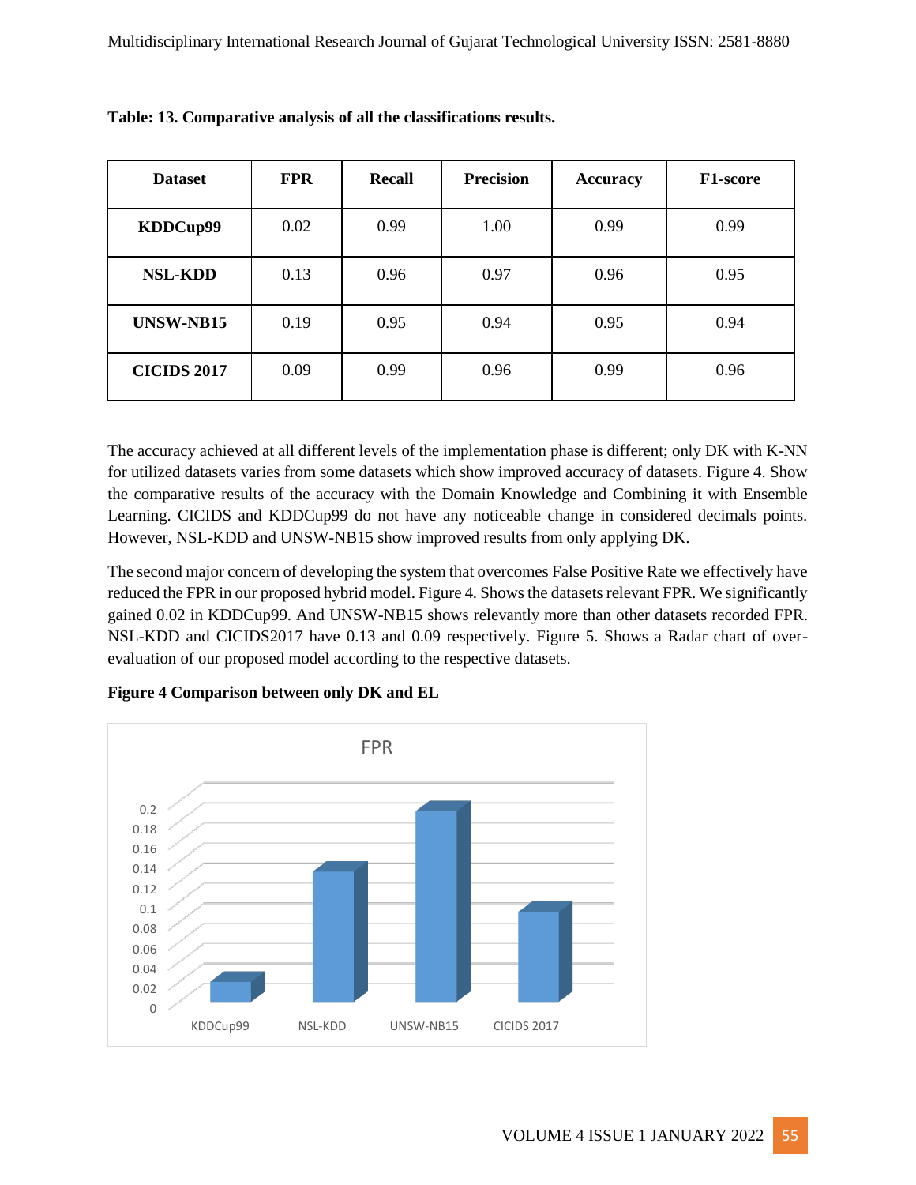**Table: 13. Comparative analysis of all the classifications results.**

| Dataset | FPR | Recall | Precision | Accuracy | F1-score |
|---|---|---|---|---|---|
| **KDDCup99** | 0.02 | 0.99 | 1.00 | 0.99 | 0.99 |
| **NSL-KDD** | 0.13 | 0.96 | 0.97 | 0.96 | 0.95 |
| **UNSW-NB15** | 0.19 | 0.95 | 0.94 | 0.95 | 0.94 |
| **CICIDS 2017** | 0.09 | 0.99 | 0.96 | 0.99 | 0.96 |

The accuracy achieved at all different levels of the implementation phase is different; only DK with K-NN for utilized datasets varies from some datasets which show improved accuracy of datasets. Figure 4. Show the comparative results of the accuracy with the Domain Knowledge and Combining it with Ensemble Learning. CICIDS and KDDCup99 do not have any noticeable change in considered decimals points. However, NSL-KDD and UNSW-NB15 show improved results from only applying DK.

The second major concern of developing the system that overcomes False Positive Rate we effectively have reduced the FPR in our proposed hybrid model. Figure 4. Shows the datasets relevant FPR. We significantly gained 0.02 in KDDCup99. And UNSW-NB15 shows relevantly more than other datasets recorded FPR. NSL-KDD and CICIDS2017 have 0.13 and 0.09 respectively. Figure 5. Shows a Radar chart of over-evaluation of our proposed model according to the respective datasets.

**Figure 4 Comparison between only DK and EL**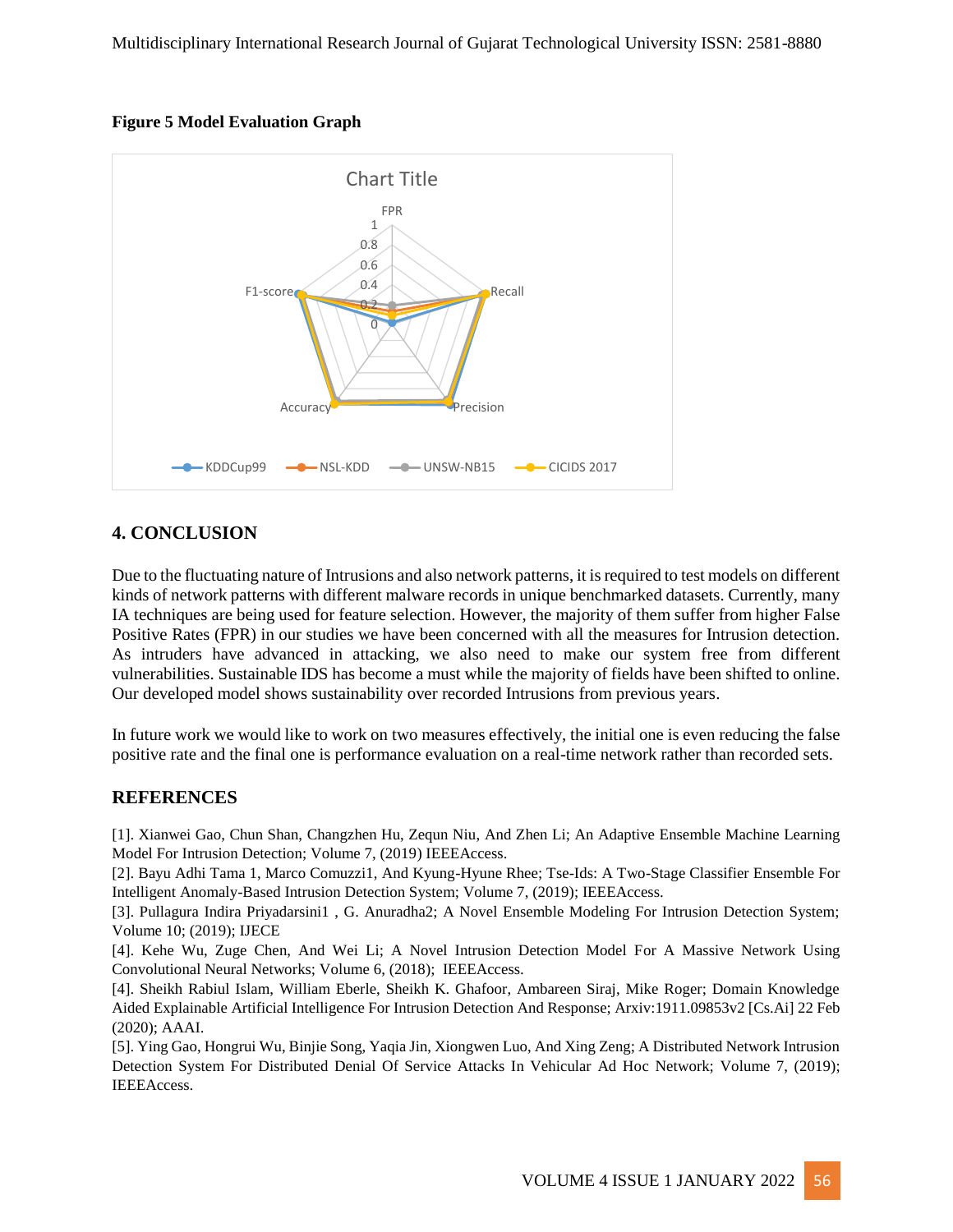**Figure 5 Model Evaluation Graph**

## 4. CONCLUSION

Due to the fluctuating nature of Intrusions and also network patterns, it is required to test models on different kinds of network patterns with different malware records in unique benchmarked datasets. Currently, many IA techniques are being used for feature selection. However, the majority of them suffer from higher False Positive Rates (FPR) in our studies we have been concerned with all the measures for Intrusion detection. As intruders have advanced in attacking, we also need to make our system free from different vulnerabilities. Sustainable IDS has become a must while the majority of fields have been shifted to online. Our developed model shows sustainability over recorded Intrusions from previous years.

In future work we would like to work on two measures effectively, the initial one is even reducing the false positive rate and the final one is performance evaluation on a real-time network rather than recorded sets.

## REFERENCES

[1]. Xianwei Gao, Chun Shan, Changzhen Hu, Zequn Niu, And Zhen Li; An Adaptive Ensemble Machine Learning Model For Intrusion Detection; Volume 7, (2019) IEEEAccess.

[2]. Bayu Adhi Tama 1, Marco Comuzzi1, And Kyung-Hyune Rhee; Tse-Ids: A Two-Stage Classifier Ensemble For Intelligent Anomaly-Based Intrusion Detection System; Volume 7, (2019); IEEEAccess.

[3]. Pullagura Indira Priyadarsini1 , G. Anuradha2; A Novel Ensemble Modeling For Intrusion Detection System; Volume 10; (2019); IJECE

[4]. Kehe Wu, Zuge Chen, And Wei Li; A Novel Intrusion Detection Model For A Massive Network Using Convolutional Neural Networks; Volume 6, (2018); IEEEAccess.

[4]. Sheikh Rabiul Islam, William Eberle, Sheikh K. Ghafoor, Ambareen Siraj, Mike Roger; Domain Knowledge Aided Explainable Artificial Intelligence For Intrusion Detection And Response; Arxiv:1911.09853v2 [Cs.Ai] 22 Feb (2020); AAAI.

[5]. Ying Gao, Hongrui Wu, Binjie Song, Yaqia Jin, Xiongwen Luo, And Xing Zeng; A Distributed Network Intrusion Detection System For Distributed Denial Of Service Attacks In Vehicular Ad Hoc Network; Volume 7, (2019); IEEEAccess.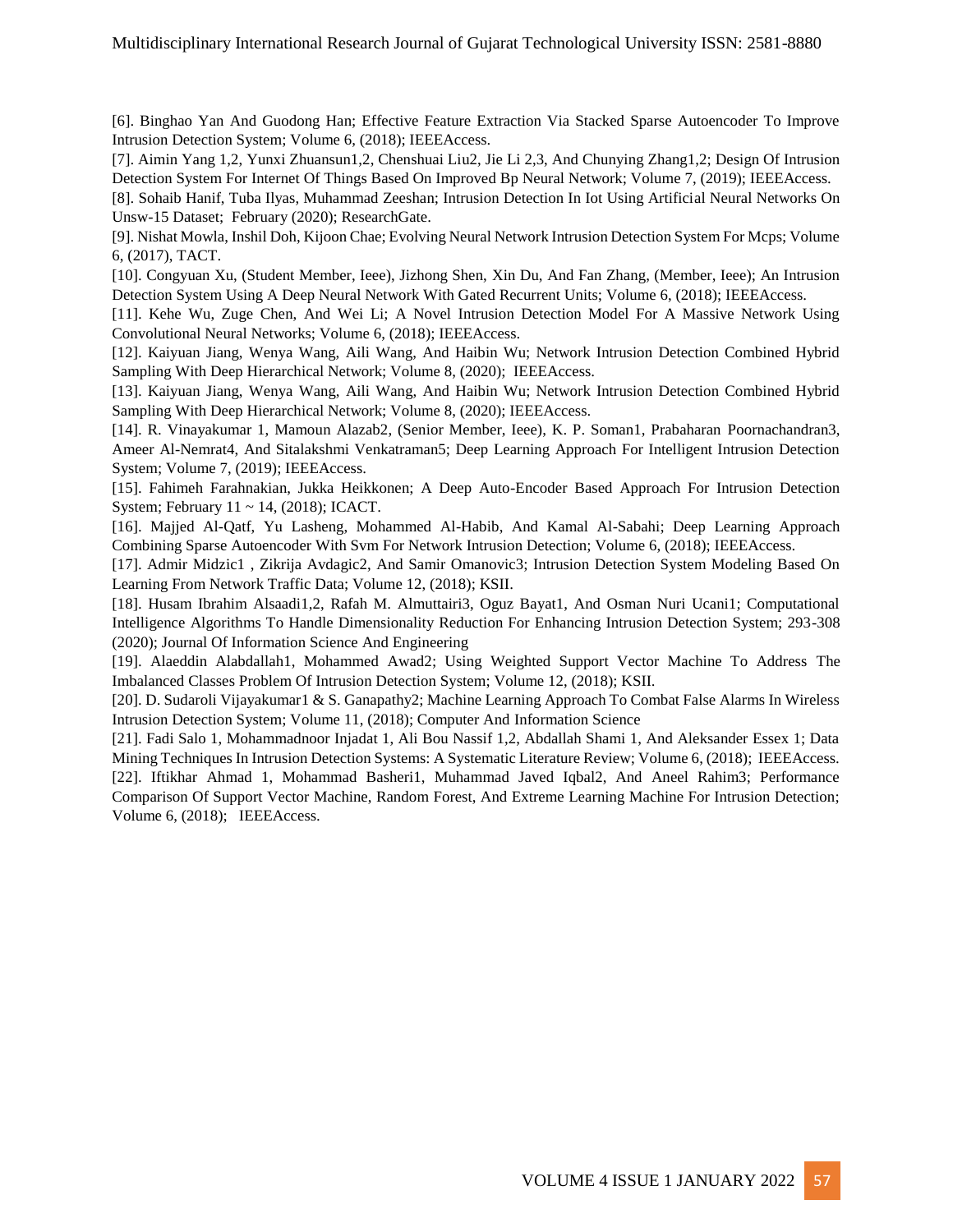[6]. Binghao Yan And Guodong Han; Effective Feature Extraction Via Stacked Sparse Autoencoder To Improve Intrusion Detection System; Volume 6, (2018); IEEEAccess.

[7]. Aimin Yang 1,2, Yunxi Zhuansun1,2, Chenshuai Liu2, Jie Li 2,3, And Chunying Zhang1,2; Design Of Intrusion Detection System For Internet Of Things Based On Improved Bp Neural Network; Volume 7, (2019); IEEEAccess.

[8]. Sohaib Hanif, Tuba Ilyas, Muhammad Zeeshan; Intrusion Detection In Iot Using Artificial Neural Networks On Unsw-15 Dataset; February (2020); ResearchGate.

[9]. Nishat Mowla, Inshil Doh, Kijoon Chae; Evolving Neural Network Intrusion Detection System For Mcps; Volume 6, (2017), TACT.

[10]. Congyuan Xu, (Student Member, Ieee), Jizhong Shen, Xin Du, And Fan Zhang, (Member, Ieee); An Intrusion Detection System Using A Deep Neural Network With Gated Recurrent Units; Volume 6, (2018); IEEEAccess.

[11]. Kehe Wu, Zuge Chen, And Wei Li; A Novel Intrusion Detection Model For A Massive Network Using Convolutional Neural Networks; Volume 6, (2018); IEEEAccess.

[12]. Kaiyuan Jiang, Wenya Wang, Aili Wang, And Haibin Wu; Network Intrusion Detection Combined Hybrid Sampling With Deep Hierarchical Network; Volume 8, (2020); IEEEAccess.

[13]. Kaiyuan Jiang, Wenya Wang, Aili Wang, And Haibin Wu; Network Intrusion Detection Combined Hybrid Sampling With Deep Hierarchical Network; Volume 8, (2020); IEEEAccess.

[14]. R. Vinayakumar 1, Mamoun Alazab2, (Senior Member, Ieee), K. P. Soman1, Prabaharan Poornachandran3, Ameer Al-Nemrat4, And Sitalakshmi Venkatraman5; Deep Learning Approach For Intelligent Intrusion Detection System; Volume 7, (2019); IEEEAccess.

[15]. Fahimeh Farahnakian, Jukka Heikkonen; A Deep Auto-Encoder Based Approach For Intrusion Detection System; February 11 ~ 14, (2018); ICACT.

[16]. Majjed Al-Qatf, Yu Lasheng, Mohammed Al-Habib, And Kamal Al-Sabahi; Deep Learning Approach Combining Sparse Autoencoder With Svm For Network Intrusion Detection; Volume 6, (2018); IEEEAccess.

[17]. Admir Midzic1 , Zikrija Avdagic2, And Samir Omanovic3; Intrusion Detection System Modeling Based On Learning From Network Traffic Data; Volume 12, (2018); KSII.

[18]. Husam Ibrahim Alsaadi1,2, Rafah M. Almuttairi3, Oguz Bayat1, And Osman Nuri Ucani1; Computational Intelligence Algorithms To Handle Dimensionality Reduction For Enhancing Intrusion Detection System; 293-308 (2020); Journal Of Information Science And Engineering

[19]. Alaeddin Alabdallah1, Mohammed Awad2; Using Weighted Support Vector Machine To Address The Imbalanced Classes Problem Of Intrusion Detection System; Volume 12, (2018); KSII.

[20]. D. Sudaroli Vijayakumar1 & S. Ganapathy2; Machine Learning Approach To Combat False Alarms In Wireless Intrusion Detection System; Volume 11, (2018); Computer And Information Science

[21]. Fadi Salo 1, Mohammadnoor Injadat 1, Ali Bou Nassif 1,2, Abdallah Shami 1, And Aleksander Essex 1; Data Mining Techniques In Intrusion Detection Systems: A Systematic Literature Review; Volume 6, (2018); IEEEAccess.

[22]. Iftikhar Ahmad 1, Mohammad Basheri1, Muhammad Javed Iqbal2, And Aneel Rahim3; Performance Comparison Of Support Vector Machine, Random Forest, And Extreme Learning Machine For Intrusion Detection; Volume 6, (2018); IEEEAccess.